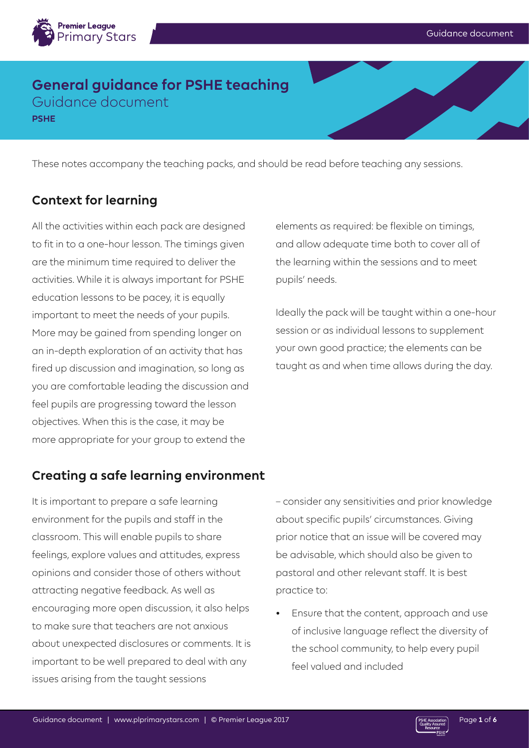# General guidance for PSHE teaching

Guidance document

**PSHE**

These notes accompany the teaching packs, and should be read before teaching any sessions.

## Context for learning

All the activities within each pack are designed to fit in to a one-hour lesson. The timings given are the minimum time required to deliver the activities. While it is always important for PSHE education lessons to be pacey, it is equally important to meet the needs of your pupils. More may be gained from spending longer on an in-depth exploration of an activity that has fired up discussion and imagination, so long as you are comfortable leading the discussion and feel pupils are progressing toward the lesson objectives. When this is the case, it may be more appropriate for your group to extend the elements as required: be flexible on timings, and allow adequate time both to cover all of the learning within the sessions and to meet pupils' needs.

Ideally the pack will be taught within a one-hour session or as individual lessons to supplement your own good practice; the elements can be taught as and when time allows during the day.

## Creating a safe learning environment

It is important to prepare a safe learning environment for the pupils and staff in the classroom. This will enable pupils to share feelings, explore values and attitudes, express opinions and consider those of others without attracting negative feedback. As well as encouraging more open discussion, it also helps to make sure that teachers are not anxious about unexpected disclosures or comments. It is important to be well prepared to deal with any issues arising from the taught sessions – consider any sensitivities and prior knowledge about specific pupils' circumstances. Giving prior notice that an issue will be covered may be advisable, which should also be given to pastoral and other relevant staff. It is best practice to:

- Ensure that the content, approach and use of inclusive language reflect the diversity of the school community, to help every pupil feel valued and included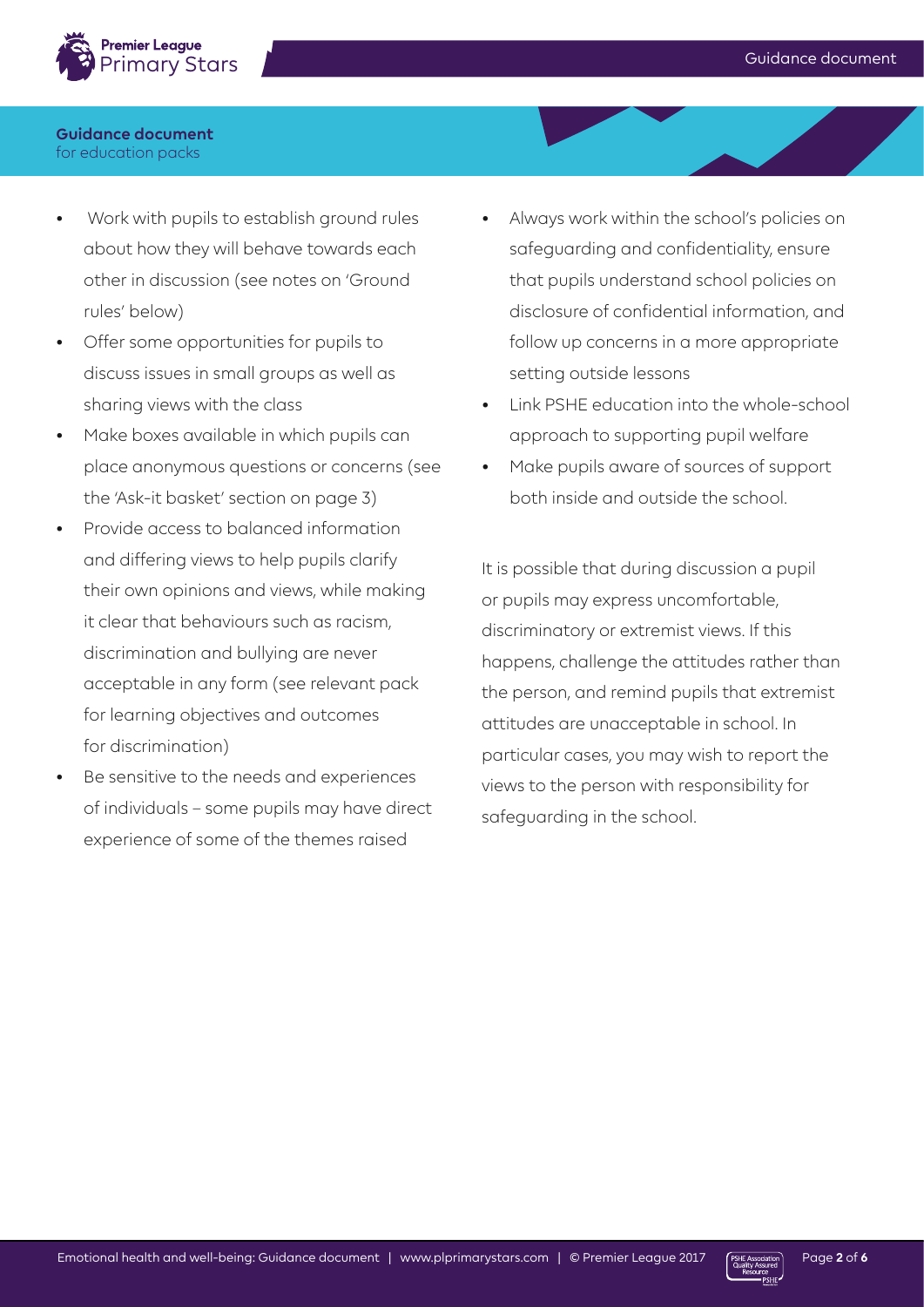- Work with pupils to establish ground rules about how they will behave towards each other in discussion (see notes on 'Ground rules' below)
- Offer some opportunities for pupils to discuss issues in small groups as well as sharing views with the class
- Make boxes available in which pupils can place anonymous questions or concerns (see the 'Ask-it basket' section on page 3)
- Provide access to balanced information and differing views to help pupils clarify their own opinions and views, while making it clear that behaviours such as racism, discrimination and bullying are never acceptable in any form (see relevant pack for learning objectives and outcomes for discrimination)
- Be sensitive to the needs and experiences of individuals – some pupils may have direct experience of some of the themes raised
- Always work within the school's policies on safeguarding and confidentiality, ensure that pupils understand school policies on disclosure of confidential information, and follow up concerns in a more appropriate setting outside lessons
- Link PSHE education into the whole-school approach to supporting pupil welfare
- Make pupils aware of sources of support both inside and outside the school.

It is possible that during discussion a pupil or pupils may express uncomfortable, discriminatory or extremist views. If this happens, challenge the attitudes rather than the person, and remind pupils that extremist attitudes are unacceptable in school. In particular cases, you may wish to report the views to the person with responsibility for safeguarding in the school.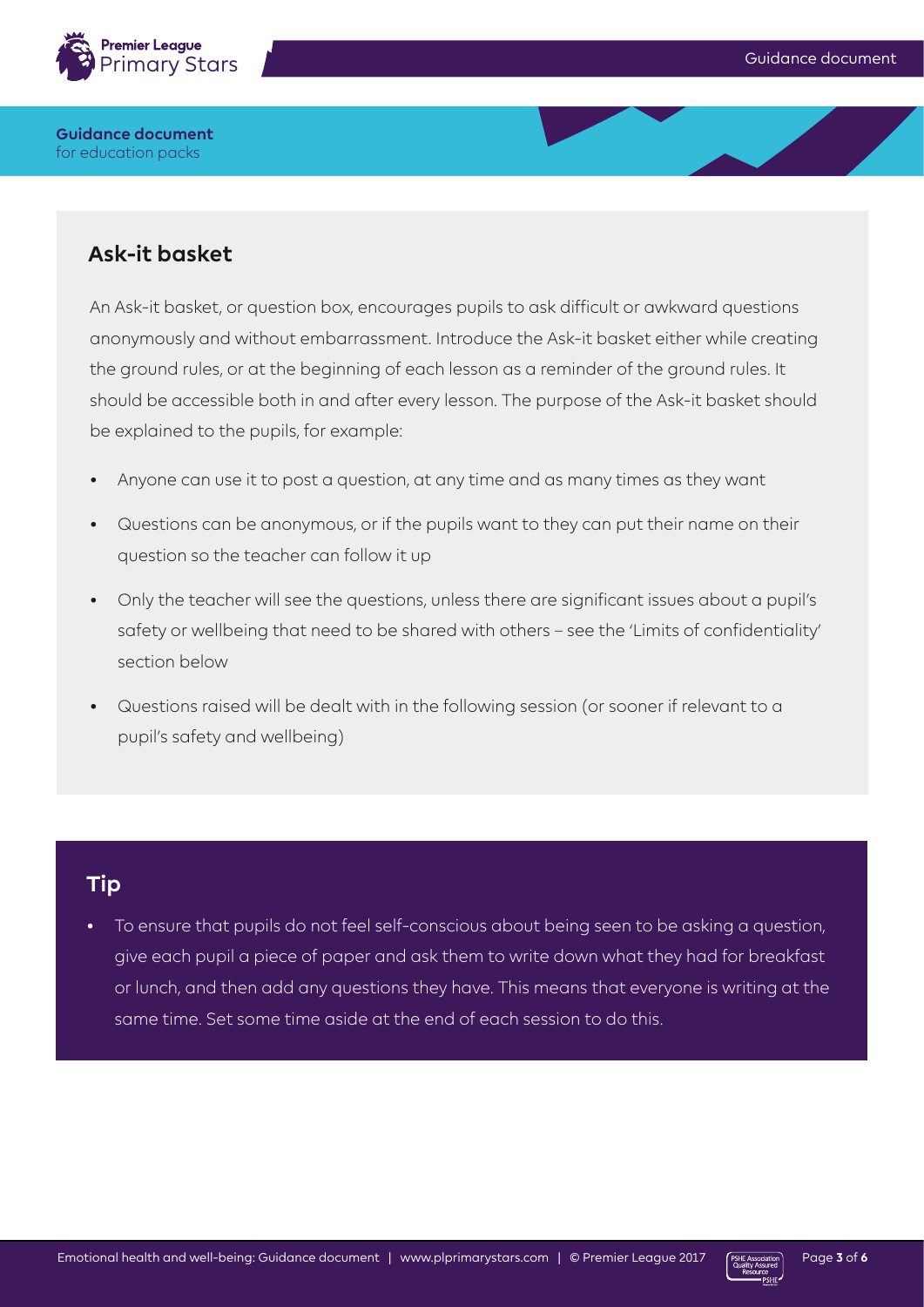## Ask-it basket

An Ask-it basket, or question box, encourages pupils to ask difficult or awkward questions anonymously and without embarrassment. Introduce the Ask-it basket either while creating the ground rules, or at the beginning of each lesson as a reminder of the ground rules. It should be accessible both in and after every lesson. The purpose of the Ask-it basket should be explained to the pupils, for example:

- Anyone can use it to post a question, at any time and as many times as they want
- Questions can be anonymous, or if the pupils want to they can put their name on their question so the teacher can follow it up
- Only the teacher will see the questions, unless there are significant issues about a pupil's safety or wellbeing that need to be shared with others – see the 'Limits of confidentiality' section below
- Questions raised will be dealt with in the following session (or sooner if relevant to a pupil's safety and wellbeing)

## Tip

- To ensure that pupils do not feel self-conscious about being seen to be asking a question, give each pupil a piece of paper and ask them to write down what they had for breakfast or lunch, and then add any questions they have. This means that everyone is writing at the same time. Set some time aside at the end of each session to do this.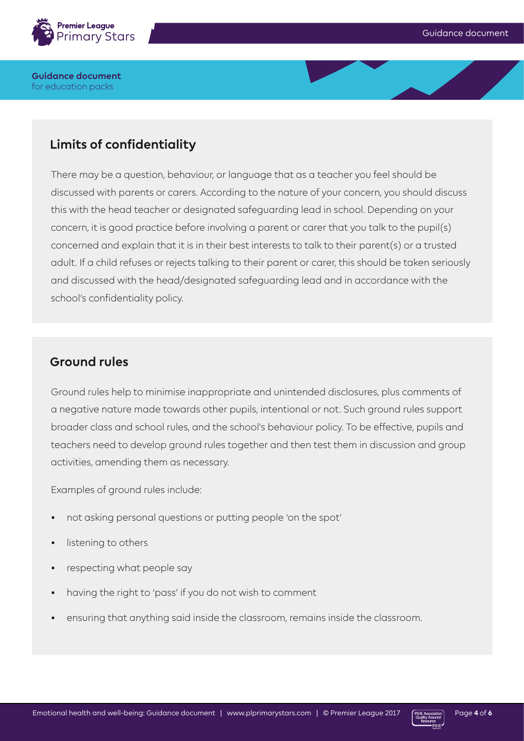## Limits of confidentiality

There may be a question, behaviour, or language that as a teacher you feel should be discussed with parents or carers. According to the nature of your concern, you should discuss this with the head teacher or designated safeguarding lead in school. Depending on your concern, it is good practice before involving a parent or carer that you talk to the pupil(s) concerned and explain that it is in their best interests to talk to their parent(s) or a trusted adult. If a child refuses or rejects talking to their parent or carer, this should be taken seriously and discussed with the head/designated safeguarding lead and in accordance with the school's confidentiality policy.

## Ground rules

Ground rules help to minimise inappropriate and unintended disclosures, plus comments of a negative nature made towards other pupils, intentional or not. Such ground rules support broader class and school rules, and the school's behaviour policy. To be effective, pupils and teachers need to develop ground rules together and then test them in discussion and group activities, amending them as necessary.

Examples of ground rules include:

- not asking personal questions or putting people 'on the spot'
- listening to others
- respecting what people say
- having the right to 'pass' if you do not wish to comment
- ensuring that anything said inside the classroom, remains inside the classroom.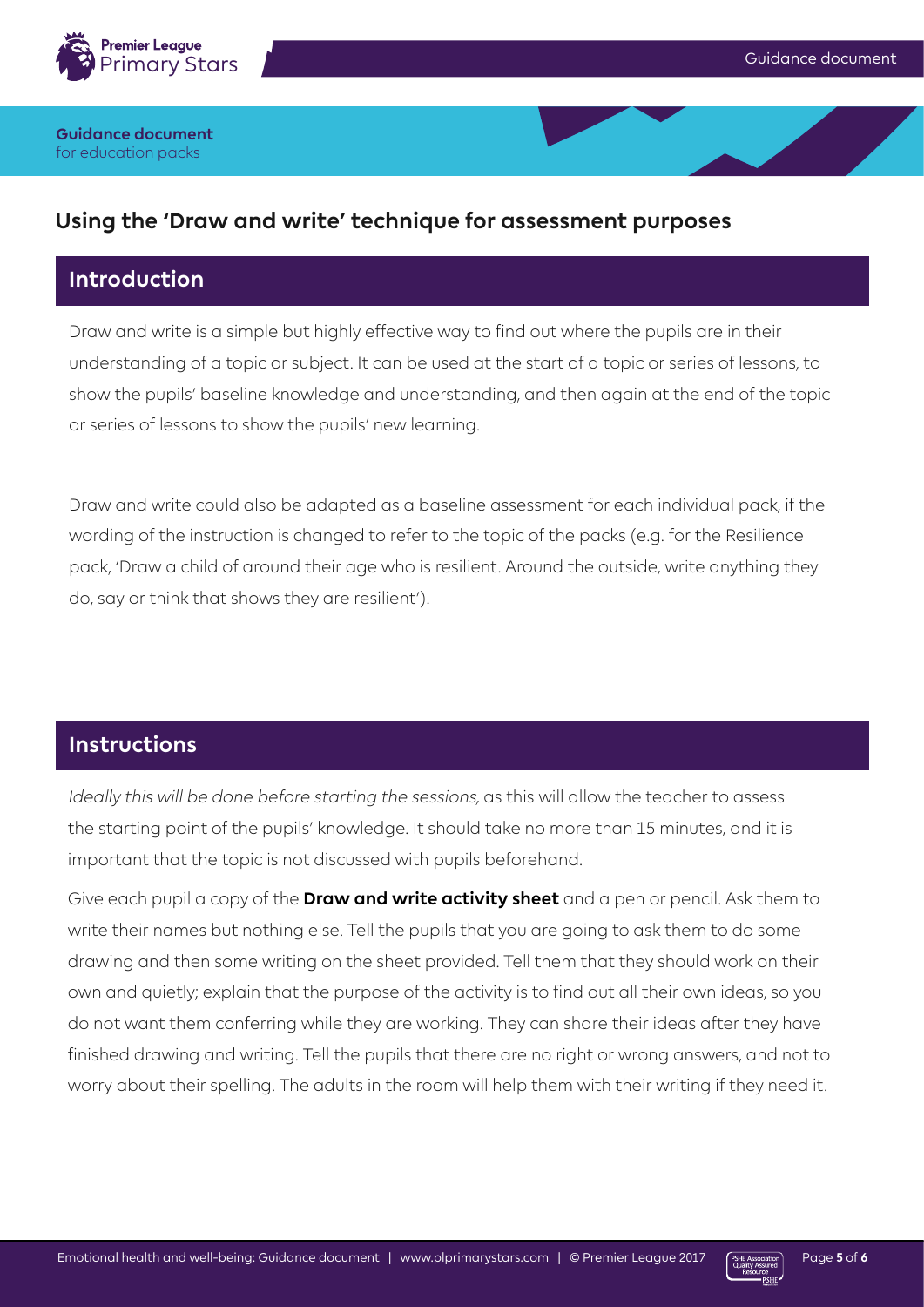**Guidance document**
for education packs

## Using the 'Draw and write' technique for assessment purposes

### Introduction

Draw and write is a simple but highly effective way to find out where the pupils are in their understanding of a topic or subject. It can be used at the start of a topic or series of lessons, to show the pupils' baseline knowledge and understanding, and then again at the end of the topic or series of lessons to show the pupils' new learning.

Draw and write could also be adapted as a baseline assessment for each individual pack, if the wording of the instruction is changed to refer to the topic of the packs (e.g. for the Resilience pack, 'Draw a child of around their age who is resilient. Around the outside, write anything they do, say or think that shows they are resilient').

### Instructions

*Ideally this will be done before starting the sessions,* as this will allow the teacher to assess the starting point of the pupils' knowledge. It should take no more than 15 minutes, and it is important that the topic is not discussed with pupils beforehand.

Give each pupil a copy of the **Draw and write activity sheet** and a pen or pencil. Ask them to write their names but nothing else. Tell the pupils that you are going to ask them to do some drawing and then some writing on the sheet provided. Tell them that they should work on their own and quietly; explain that the purpose of the activity is to find out all their own ideas, so you do not want them conferring while they are working. They can share their ideas after they have finished drawing and writing. Tell the pupils that there are no right or wrong answers, and not to worry about their spelling. The adults in the room will help them with their writing if they need it.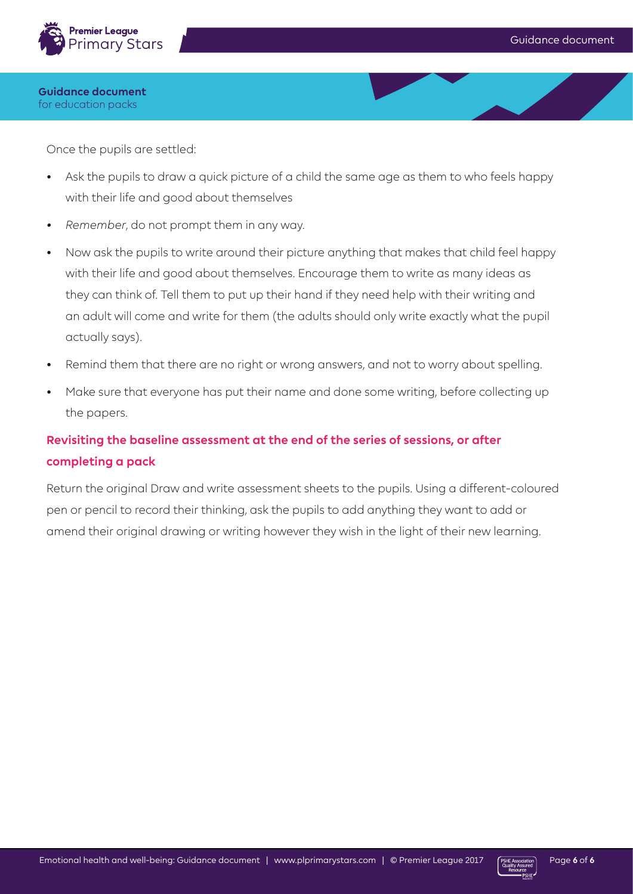Once the pupils are settled:

- Ask the pupils to draw a quick picture of a child the same age as them to who feels happy with their life and good about themselves
- *Remember*, do not prompt them in any way.
- Now ask the pupils to write around their picture anything that makes that child feel happy with their life and good about themselves. Encourage them to write as many ideas as they can think of. Tell them to put up their hand if they need help with their writing and an adult will come and write for them (the adults should only write exactly what the pupil actually says).
- Remind them that there are no right or wrong answers, and not to worry about spelling.
- Make sure that everyone has put their name and done some writing, before collecting up the papers.

## Revisiting the baseline assessment at the end of the series of sessions, or after completing a pack

Return the original Draw and write assessment sheets to the pupils. Using a different-coloured pen or pencil to record their thinking, ask the pupils to add anything they want to add or amend their original drawing or writing however they wish in the light of their new learning.